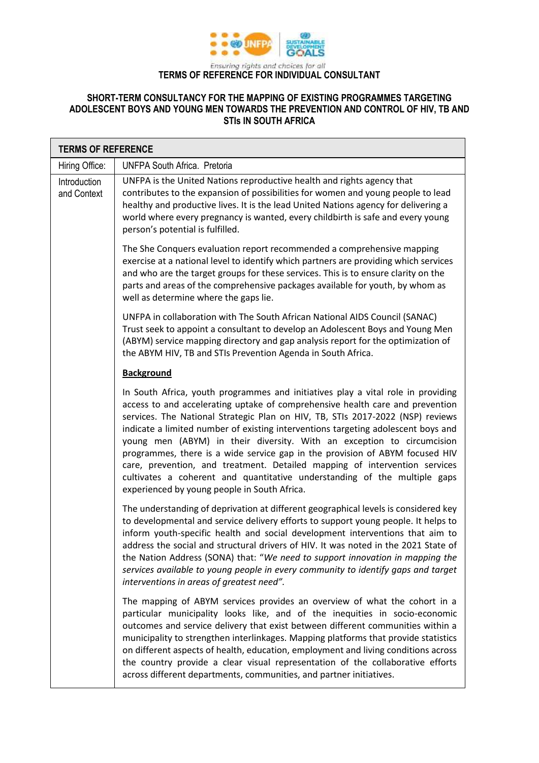Ensuring rights and choices for all

# TERMS OF REFERENCE FOR INDIVIDUAL CONSULTANT

## SHORT-TERM CONSULTANCY FOR THE MAPPING OF EXISTING PROGRAMMES TARGETING ADOLESCENT BOYS AND YOUNG MEN TOWARDS THE PREVENTION AND CONTROL OF HIV, TB AND STIs IN SOUTH AFRICA

| TERMS OF REFERENCE | |
|---|---|
| Hiring Office: | UNFPA South Africa. Pretoria |
| Introduction and Context | UNFPA is the United Nations reproductive health and rights agency that contributes to the expansion of possibilities for women and young people to lead healthy and productive lives. It is the lead United Nations agency for delivering a world where every pregnancy is wanted, every childbirth is safe and every young person's potential is fulfilled.<br><br>The She Conquers evaluation report recommended a comprehensive mapping exercise at a national level to identify which partners are providing which services and who are the target groups for these services. This is to ensure clarity on the parts and areas of the comprehensive packages available for youth, by whom as well as determine where the gaps lie.<br><br>UNFPA in collaboration with The South African National AIDS Council (SANAC) Trust seek to appoint a consultant to develop an Adolescent Boys and Young Men (ABYM) service mapping directory and gap analysis report for the optimization of the ABYM HIV, TB and STIs Prevention Agenda in South Africa.<br><br>**<u>Background</u>**<br><br>In South Africa, youth programmes and initiatives play a vital role in providing access to and accelerating uptake of comprehensive health care and prevention services. The National Strategic Plan on HIV, TB, STIs 2017-2022 (NSP) reviews indicate a limited number of existing interventions targeting adolescent boys and young men (ABYM) in their diversity. With an exception to circumcision programmes, there is a wide service gap in the provision of ABYM focused HIV care, prevention, and treatment. Detailed mapping of intervention services cultivates a coherent and quantitative understanding of the multiple gaps experienced by young people in South Africa.<br><br>The understanding of deprivation at different geographical levels is considered key to developmental and service delivery efforts to support young people. It helps to inform youth-specific health and social development interventions that aim to address the social and structural drivers of HIV. It was noted in the 2021 State of the Nation Address (SONA) that: "*We need to support innovation in mapping the services available to young people in every community to identify gaps and target interventions in areas of greatest need*".<br><br>The mapping of ABYM services provides an overview of what the cohort in a particular municipality looks like, and of the inequities in socio-economic outcomes and service delivery that exist between different communities within a municipality to strengthen interlinkages. Mapping platforms that provide statistics on different aspects of health, education, employment and living conditions across the country provide a clear visual representation of the collaborative efforts across different departments, communities, and partner initiatives. |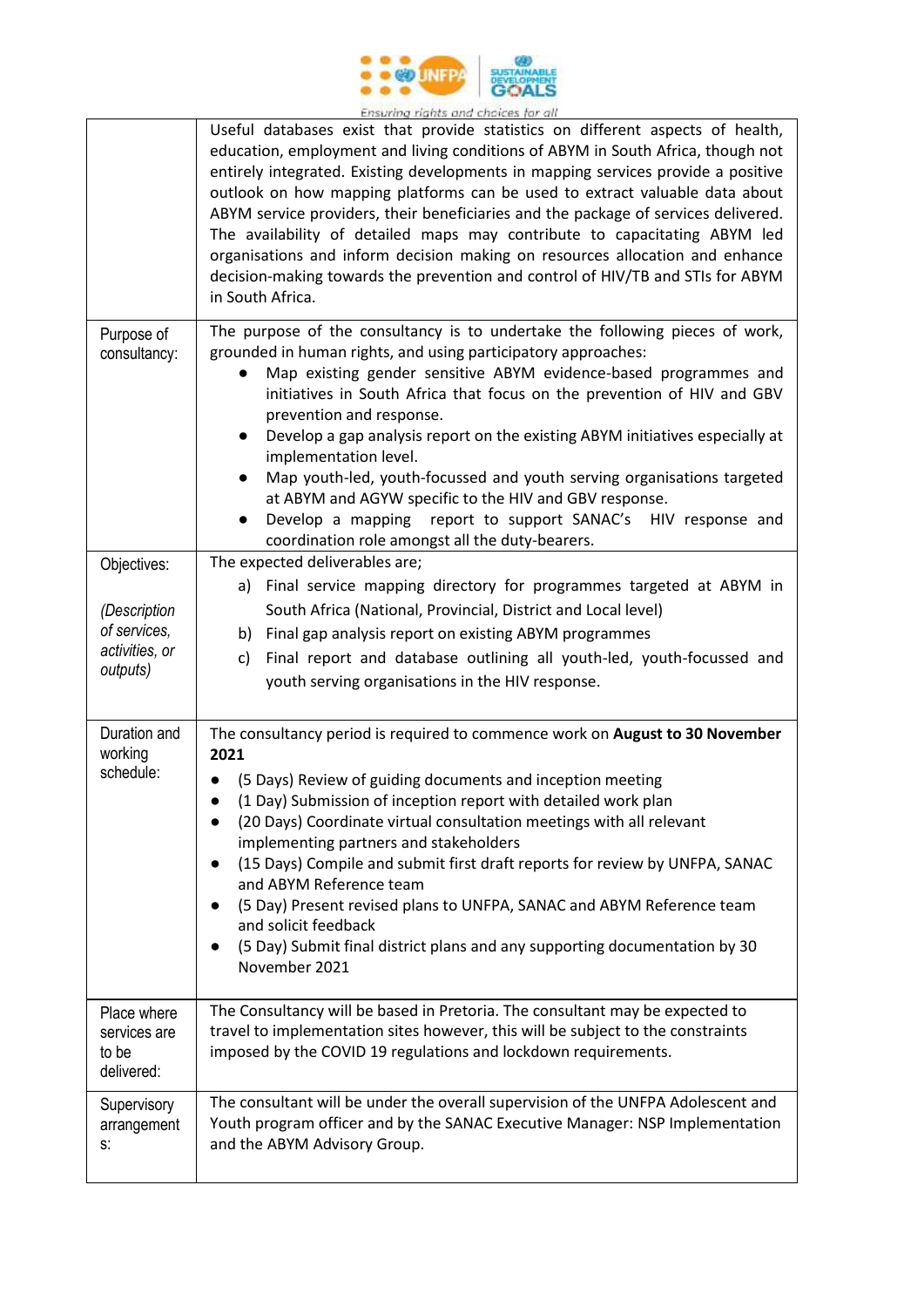| | |
|---|---|
| | Useful databases exist that provide statistics on different aspects of health, education, employment and living conditions of ABYM in South Africa, though not entirely integrated. Existing developments in mapping services provide a positive outlook on how mapping platforms can be used to extract valuable data about ABYM service providers, their beneficiaries and the package of services delivered. The availability of detailed maps may contribute to capacitating ABYM led organisations and inform decision making on resources allocation and enhance decision-making towards the prevention and control of HIV/TB and STIs for ABYM in South Africa. |
| Purpose of consultancy: | The purpose of the consultancy is to undertake the following pieces of work, grounded in human rights, and using participatory approaches:<br>● Map existing gender sensitive ABYM evidence-based programmes and initiatives in South Africa that focus on the prevention of HIV and GBV prevention and response.<br>● Develop a gap analysis report on the existing ABYM initiatives especially at implementation level.<br>● Map youth-led, youth-focussed and youth serving organisations targeted at ABYM and AGYW specific to the HIV and GBV response.<br>● Develop a mapping report to support SANAC's HIV response and coordination role amongst all the duty-bearers. |
| Objectives:<br><br>*(Description of services, activities, or outputs)* | The expected deliverables are;<br>a) Final service mapping directory for programmes targeted at ABYM in South Africa (National, Provincial, District and Local level)<br>b) Final gap analysis report on existing ABYM programmes<br>c) Final report and database outlining all youth-led, youth-focussed and youth serving organisations in the HIV response. |
| Duration and working schedule: | The consultancy period is required to commence work on **August to 30 November 2021**<br>● (5 Days) Review of guiding documents and inception meeting<br>● (1 Day) Submission of inception report with detailed work plan<br>● (20 Days) Coordinate virtual consultation meetings with all relevant implementing partners and stakeholders<br>● (15 Days) Compile and submit first draft reports for review by UNFPA, SANAC and ABYM Reference team<br>● (5 Day) Present revised plans to UNFPA, SANAC and ABYM Reference team and solicit feedback<br>● (5 Day) Submit final district plans and any supporting documentation by 30 November 2021 |
| Place where services are to be delivered: | The Consultancy will be based in Pretoria. The consultant may be expected to travel to implementation sites however, this will be subject to the constraints imposed by the COVID 19 regulations and lockdown requirements. |
| Supervisory arrangements: | The consultant will be under the overall supervision of the UNFPA Adolescent and Youth program officer and by the SANAC Executive Manager: NSP Implementation and the ABYM Advisory Group. |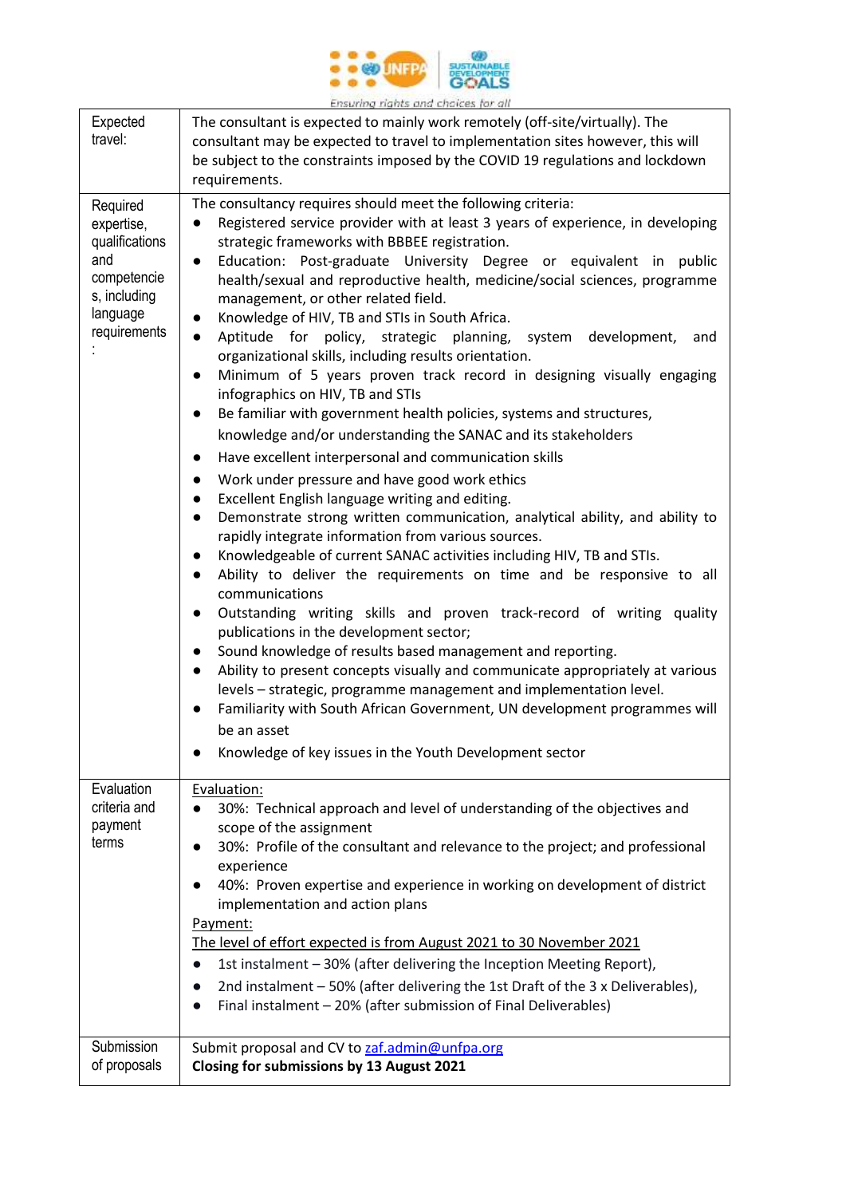| Expected travel: | The consultant is expected to mainly work remotely (off-site/virtually). The consultant may be expected to travel to implementation sites however, this will be subject to the constraints imposed by the COVID 19 regulations and lockdown requirements. |
|---|---|
| Required expertise, qualifications and competencies, including language requirements: | The consultancy requires should meet the following criteria:<br>● Registered service provider with at least 3 years of experience, in developing strategic frameworks with BBBEE registration.<br>● Education: Post-graduate University Degree or equivalent in public health/sexual and reproductive health, medicine/social sciences, programme management, or other related field.<br>● Knowledge of HIV, TB and STIs in South Africa.<br>● Aptitude for policy, strategic planning, system development, and organizational skills, including results orientation.<br>● Minimum of 5 years proven track record in designing visually engaging infographics on HIV, TB and STIs<br>● Be familiar with government health policies, systems and structures, knowledge and/or understanding the SANAC and its stakeholders<br>● Have excellent interpersonal and communication skills<br>● Work under pressure and have good work ethics<br>● Excellent English language writing and editing.<br>● Demonstrate strong written communication, analytical ability, and ability to rapidly integrate information from various sources.<br>● Knowledgeable of current SANAC activities including HIV, TB and STIs.<br>● Ability to deliver the requirements on time and be responsive to all communications<br>● Outstanding writing skills and proven track-record of writing quality publications in the development sector;<br>● Sound knowledge of results based management and reporting.<br>● Ability to present concepts visually and communicate appropriately at various levels – strategic, programme management and implementation level.<br>● Familiarity with South African Government, UN development programmes will be an asset<br>● Knowledge of key issues in the Youth Development sector |
| Evaluation criteria and payment terms | Evaluation:<br>● 30%: Technical approach and level of understanding of the objectives and scope of the assignment<br>● 30%: Profile of the consultant and relevance to the project; and professional experience<br>● 40%: Proven expertise and experience in working on development of district implementation and action plans<br>Payment:<br>The level of effort expected is from August 2021 to 30 November 2021<br>● 1st instalment – 30% (after delivering the Inception Meeting Report),<br>● 2nd instalment – 50% (after delivering the 1st Draft of the 3 x Deliverables),<br>● Final instalment – 20% (after submission of Final Deliverables) |
| Submission of proposals | Submit proposal and CV to zaf.admin@unfpa.org<br>**Closing for submissions by 13 August 2021** |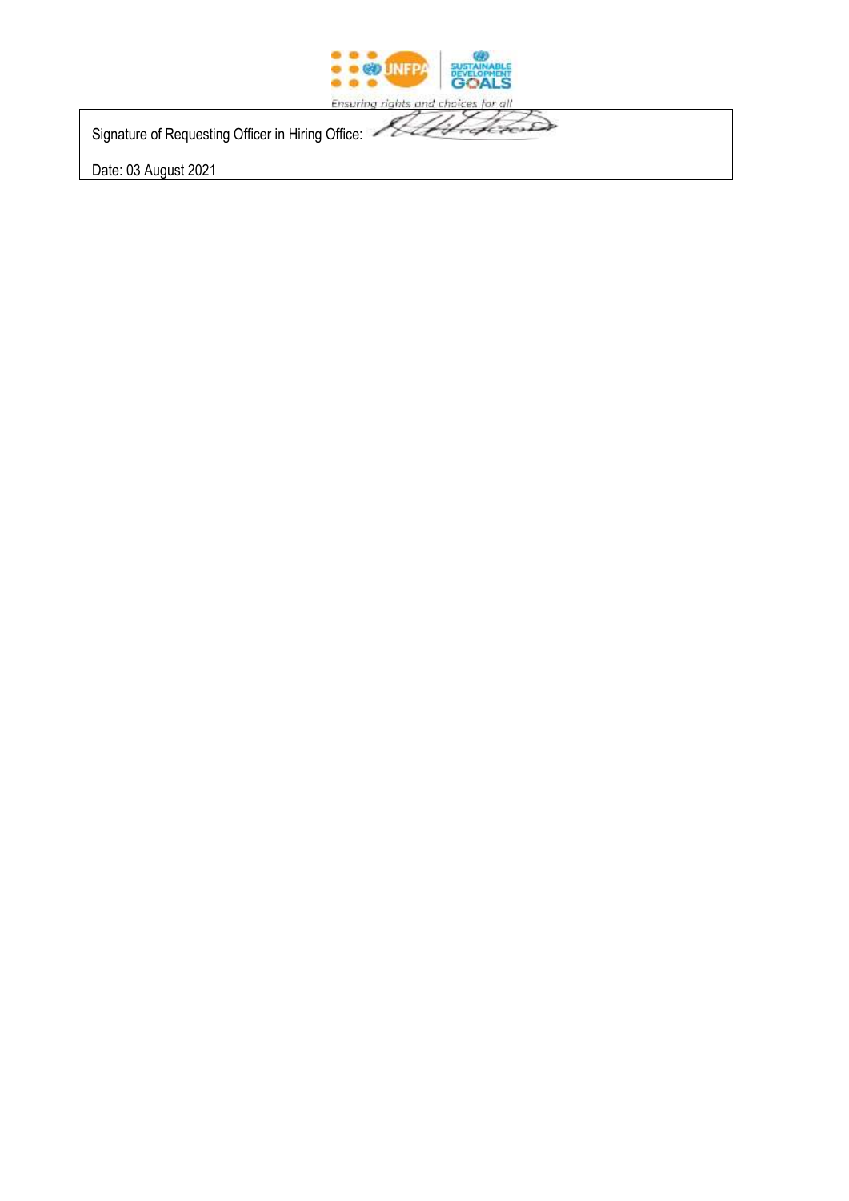Signature of Requesting Officer in Hiring Office:

Date: 03 August 2021